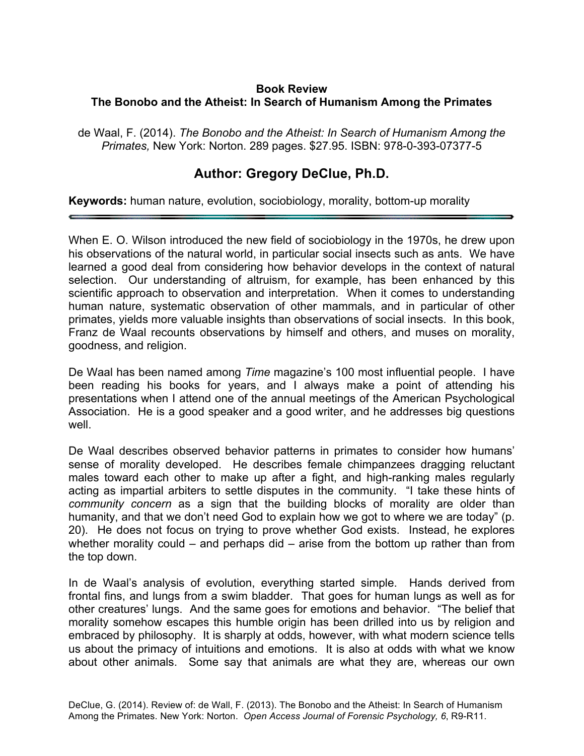**Book Review**
**The Bonobo and the Atheist: In Search of Humanism Among the Primates**

de Waal, F. (2014). *The Bonobo and the Atheist: In Search of Humanism Among the Primates,* New York: Norton. 289 pages. $27.95. ISBN: 978-0-393-07377-5

## Author: Gregory DeClue, Ph.D.

**Keywords:** human nature, evolution, sociobiology, morality, bottom-up morality

---

When E. O. Wilson introduced the new field of sociobiology in the 1970s, he drew upon his observations of the natural world, in particular social insects such as ants. We have learned a good deal from considering how behavior develops in the context of natural selection. Our understanding of altruism, for example, has been enhanced by this scientific approach to observation and interpretation. When it comes to understanding human nature, systematic observation of other mammals, and in particular of other primates, yields more valuable insights than observations of social insects. In this book, Franz de Waal recounts observations by himself and others, and muses on morality, goodness, and religion.

De Waal has been named among *Time* magazine's 100 most influential people. I have been reading his books for years, and I always make a point of attending his presentations when I attend one of the annual meetings of the American Psychological Association. He is a good speaker and a good writer, and he addresses big questions well.

De Waal describes observed behavior patterns in primates to consider how humans' sense of morality developed. He describes female chimpanzees dragging reluctant males toward each other to make up after a fight, and high-ranking males regularly acting as impartial arbiters to settle disputes in the community. "I take these hints of *community concern* as a sign that the building blocks of morality are older than humanity, and that we don't need God to explain how we got to where we are today" (p. 20). He does not focus on trying to prove whether God exists. Instead, he explores whether morality could – and perhaps did – arise from the bottom up rather than from the top down.

In de Waal's analysis of evolution, everything started simple. Hands derived from frontal fins, and lungs from a swim bladder. That goes for human lungs as well as for other creatures' lungs. And the same goes for emotions and behavior. "The belief that morality somehow escapes this humble origin has been drilled into us by religion and embraced by philosophy. It is sharply at odds, however, with what modern science tells us about the primacy of intuitions and emotions. It is also at odds with what we know about other animals. Some say that animals are what they are, whereas our own

DeClue, G. (2014). Review of: de Wall, F. (2013). The Bonobo and the Atheist: In Search of Humanism Among the Primates. New York: Norton. *Open Access Journal of Forensic Psychology, 6*, R9-R11.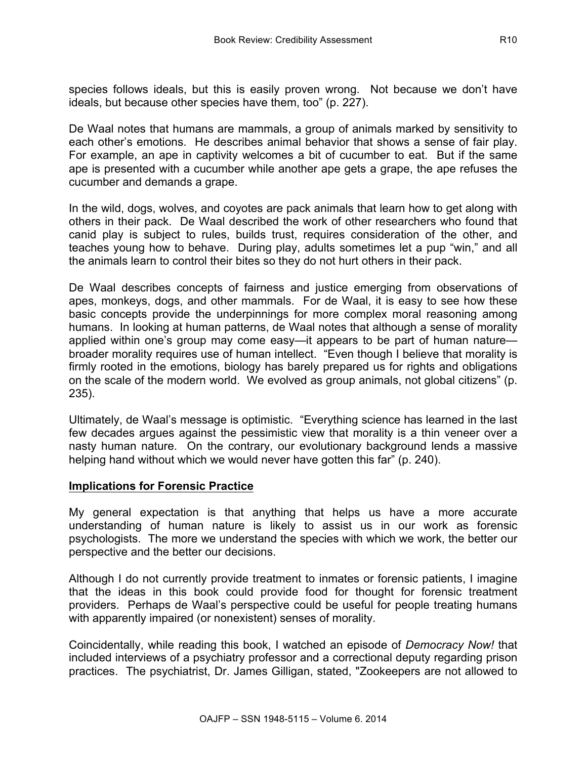species follows ideals, but this is easily proven wrong. Not because we don't have ideals, but because other species have them, too" (p. 227).

De Waal notes that humans are mammals, a group of animals marked by sensitivity to each other's emotions. He describes animal behavior that shows a sense of fair play. For example, an ape in captivity welcomes a bit of cucumber to eat. But if the same ape is presented with a cucumber while another ape gets a grape, the ape refuses the cucumber and demands a grape.

In the wild, dogs, wolves, and coyotes are pack animals that learn how to get along with others in their pack. De Waal described the work of other researchers who found that canid play is subject to rules, builds trust, requires consideration of the other, and teaches young how to behave. During play, adults sometimes let a pup "win," and all the animals learn to control their bites so they do not hurt others in their pack.

De Waal describes concepts of fairness and justice emerging from observations of apes, monkeys, dogs, and other mammals. For de Waal, it is easy to see how these basic concepts provide the underpinnings for more complex moral reasoning among humans. In looking at human patterns, de Waal notes that although a sense of morality applied within one's group may come easy—it appears to be part of human nature—broader morality requires use of human intellect. "Even though I believe that morality is firmly rooted in the emotions, biology has barely prepared us for rights and obligations on the scale of the modern world. We evolved as group animals, not global citizens" (p. 235).

Ultimately, de Waal's message is optimistic. "Everything science has learned in the last few decades argues against the pessimistic view that morality is a thin veneer over a nasty human nature. On the contrary, our evolutionary background lends a massive helping hand without which we would never have gotten this far" (p. 240).

## Implications for Forensic Practice

My general expectation is that anything that helps us have a more accurate understanding of human nature is likely to assist us in our work as forensic psychologists. The more we understand the species with which we work, the better our perspective and the better our decisions.

Although I do not currently provide treatment to inmates or forensic patients, I imagine that the ideas in this book could provide food for thought for forensic treatment providers. Perhaps de Waal's perspective could be useful for people treating humans with apparently impaired (or nonexistent) senses of morality.

Coincidentally, while reading this book, I watched an episode of *Democracy Now!* that included interviews of a psychiatry professor and a correctional deputy regarding prison practices. The psychiatrist, Dr. James Gilligan, stated, "Zookeepers are not allowed to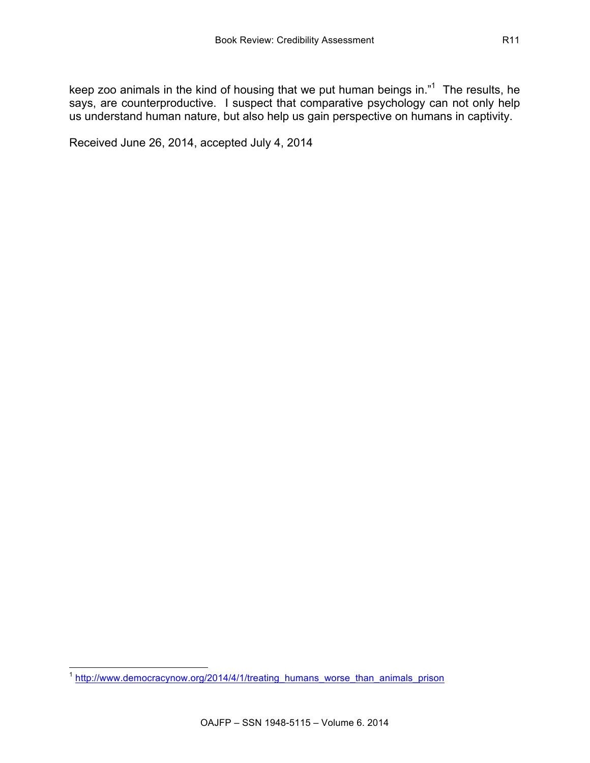keep zoo animals in the kind of housing that we put human beings in."[1] The results, he says, are counterproductive. I suspect that comparative psychology can not only help us understand human nature, but also help us gain perspective on humans in captivity.

Received June 26, 2014, accepted July 4, 2014

---

[1] http://www.democracynow.org/2014/4/1/treating_humans_worse_than_animals_prison